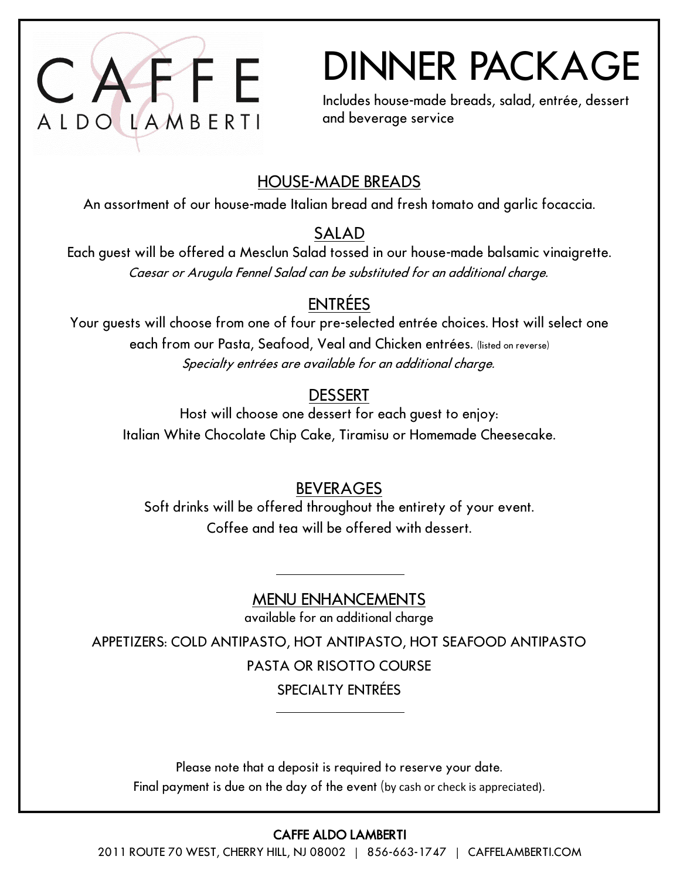# CAFFE ALDO LAMBERTI

# DINNER PACKAGE

Includes house-made breads, salad, entrée, dessert and beverage service

## HOUSE-MADE BREADS

An assortment of our house-made Italian bread and fresh tomato and garlic focaccia.

## SALAD

Each guest will be offered a Mesclun Salad tossed in our house-made balsamic vinaigrette.

*Caesar or Arugula Fennel Salad can be substituted for an additional charge.*

## ENTRÉES

Your guests will choose from one of four pre-selected entrée choices. Host will select one each from our Pasta, Seafood, Veal and Chicken entrées. (listed on reverse)

*Specialty entrées are available for an additional charge.*

## DESSERT

Host will choose one dessert for each guest to enjoy:

Italian White Chocolate Chip Cake, Tiramisu or Homemade Cheesecake.

## BEVERAGES

Soft drinks will be offered throughout the entirety of your event.

Coffee and tea will be offered with dessert.

---

## MENU ENHANCEMENTS

available for an additional charge

APPETIZERS: COLD ANTIPASTO, HOT ANTIPASTO, HOT SEAFOOD ANTIPASTO

PASTA OR RISOTTO COURSE

SPECIALTY ENTRÉES

---

Please note that a deposit is required to reserve your date.

Final payment is due on the day of the event (by cash or check is appreciated).

**CAFFE ALDO LAMBERTI**

2011 ROUTE 70 WEST, CHERRY HILL, NJ 08002 | 856-663-1747 | CAFFELAMBERTI.COM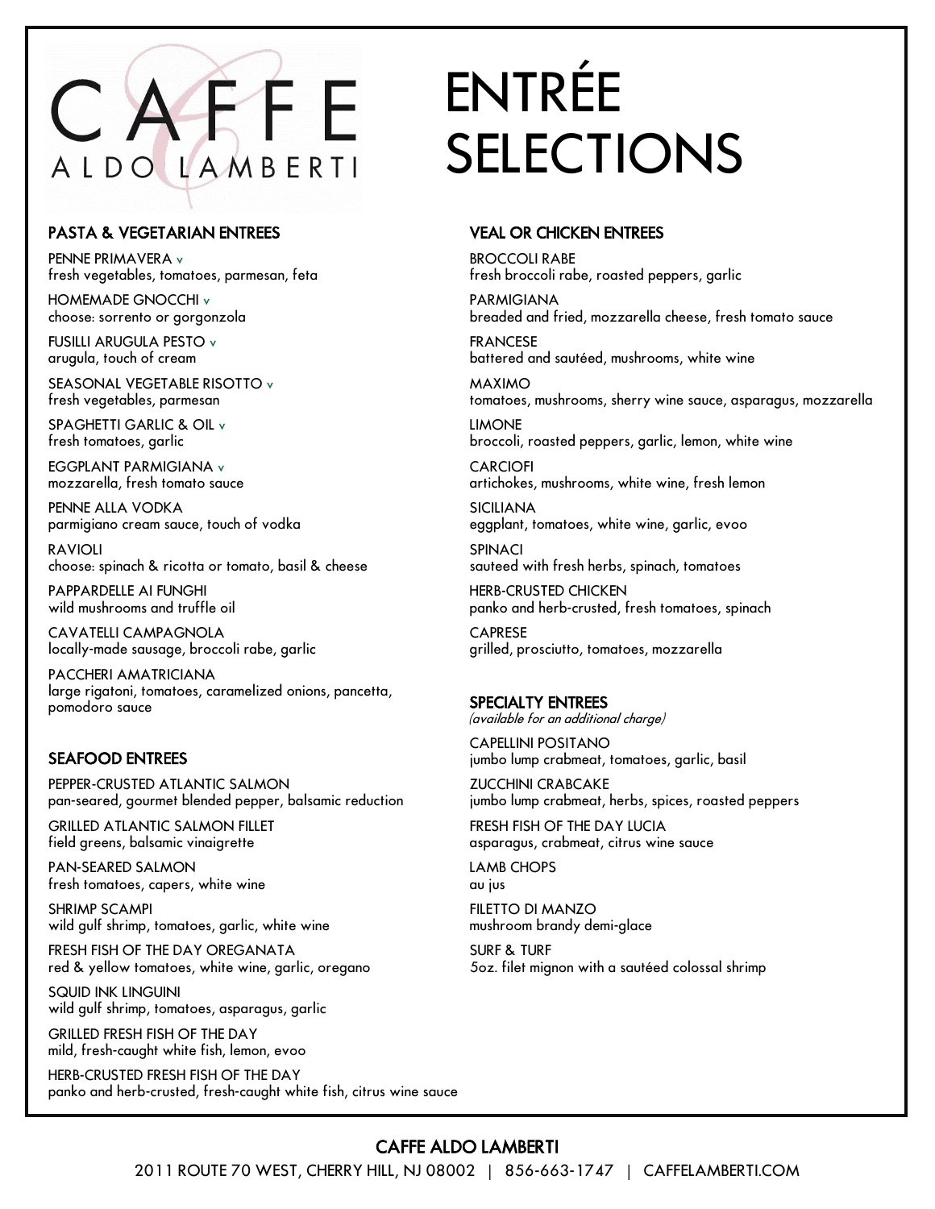# CAFFE ALDO LAMBERTI

# ENTRÉE SELECTIONS

## PASTA & VEGETARIAN ENTREES

PENNE PRIMAVERA v
fresh vegetables, tomatoes, parmesan, feta

HOMEMADE GNOCCHI v
choose: sorrento or gorgonzola

FUSILLI ARUGULA PESTO v
arugula, touch of cream

SEASONAL VEGETABLE RISOTTO v
fresh vegetables, parmesan

SPAGHETTI GARLIC & OIL v
fresh tomatoes, garlic

EGGPLANT PARMIGIANA v
mozzarella, fresh tomato sauce

PENNE ALLA VODKA
parmigiano cream sauce, touch of vodka

RAVIOLI
choose: spinach & ricotta or tomato, basil & cheese

PAPPARDELLE AI FUNGHI
wild mushrooms and truffle oil

CAVATELLI CAMPAGNOLA
locally-made sausage, broccoli rabe, garlic

PACCHERI AMATRICIANA
large rigatoni, tomatoes, caramelized onions, pancetta, pomodoro sauce

## SEAFOOD ENTREES

PEPPER-CRUSTED ATLANTIC SALMON
pan-seared, gourmet blended pepper, balsamic reduction

GRILLED ATLANTIC SALMON FILLET
field greens, balsamic vinaigrette

PAN-SEARED SALMON
fresh tomatoes, capers, white wine

SHRIMP SCAMPI
wild gulf shrimp, tomatoes, garlic, white wine

FRESH FISH OF THE DAY OREGANATA
red & yellow tomatoes, white wine, garlic, oregano

SQUID INK LINGUINI
wild gulf shrimp, tomatoes, asparagus, garlic

GRILLED FRESH FISH OF THE DAY
mild, fresh-caught white fish, lemon, evoo

HERB-CRUSTED FRESH FISH OF THE DAY
panko and herb-crusted, fresh-caught white fish, citrus wine sauce

## VEAL OR CHICKEN ENTREES

BROCCOLI RABE
fresh broccoli rabe, roasted peppers, garlic

PARMIGIANA
breaded and fried, mozzarella cheese, fresh tomato sauce

FRANCESE
battered and sautéed, mushrooms, white wine

MAXIMO
tomatoes, mushrooms, sherry wine sauce, asparagus, mozzarella

LIMONE
broccoli, roasted peppers, garlic, lemon, white wine

CARCIOFI
artichokes, mushrooms, white wine, fresh lemon

SICILIANA
eggplant, tomatoes, white wine, garlic, evoo

SPINACI
sauteed with fresh herbs, spinach, tomatoes

HERB-CRUSTED CHICKEN
panko and herb-crusted, fresh tomatoes, spinach

CAPRESE
grilled, prosciutto, tomatoes, mozzarella

## SPECIALTY ENTREES

*(available for an additional charge)*

CAPELLINI POSITANO
jumbo lump crabmeat, tomatoes, garlic, basil

ZUCCHINI CRABCAKE
jumbo lump crabmeat, herbs, spices, roasted peppers

FRESH FISH OF THE DAY LUCIA
asparagus, crabmeat, citrus wine sauce

LAMB CHOPS
au jus

FILETTO DI MANZO
mushroom brandy demi-glace

SURF & TURF
5oz. filet mignon with a sautéed colossal shrimp

**CAFFE ALDO LAMBERTI**
2011 ROUTE 70 WEST, CHERRY HILL, NJ 08002 | 856-663-1747 | CAFFELAMBERTI.COM